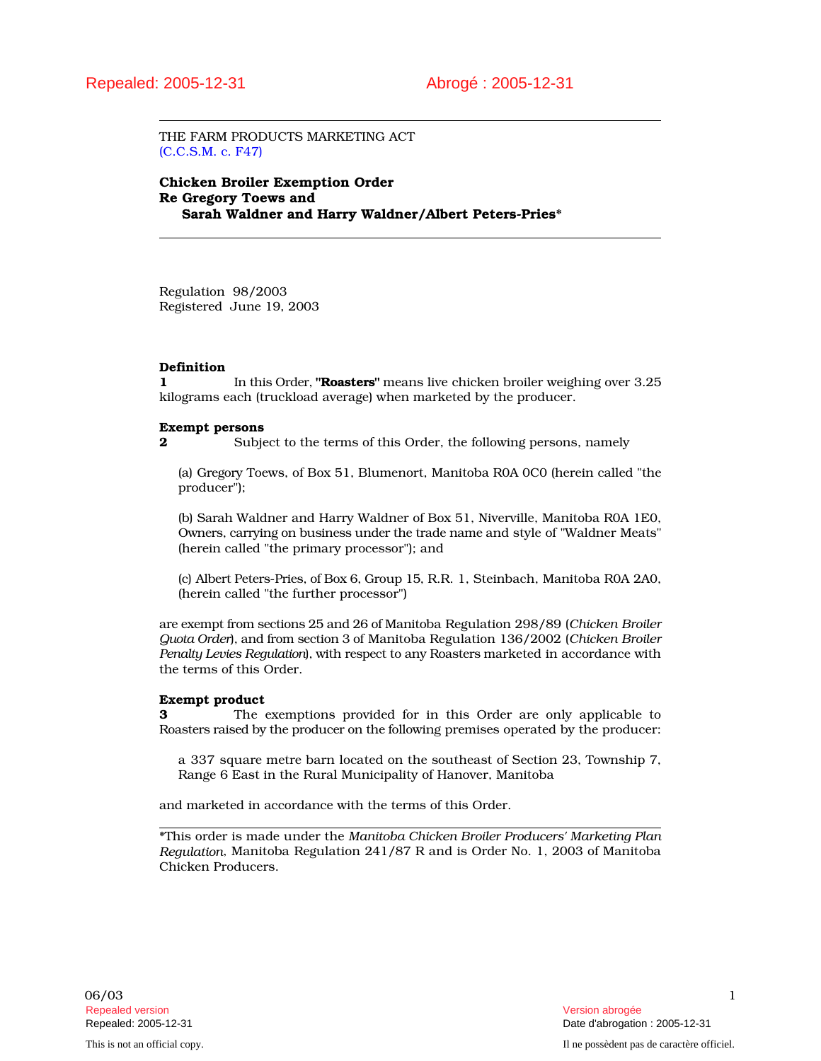Repealed: 2005-12-31 Abrogé : 2005-12-31

THE FARM PRODUCTS MARKETING ACT
(C.C.S.M. c. F47)

**Chicken Broiler Exemption Order**
**Re Gregory Toews and**
**Sarah Waldner and Harry Waldner/Albert Peters-Pries***

Regulation 98/2003
Registered June 19, 2003

**Definition**

**1** In this Order, **"Roasters"** means live chicken broiler weighing over 3.25 kilograms each (truckload average) when marketed by the producer.

**Exempt persons**

**2** Subject to the terms of this Order, the following persons, namely

(a) Gregory Toews, of Box 51, Blumenort, Manitoba R0A 0C0 (herein called "the producer");

(b) Sarah Waldner and Harry Waldner of Box 51, Niverville, Manitoba R0A 1E0, Owners, carrying on business under the trade name and style of "Waldner Meats" (herein called "the primary processor"); and

(c) Albert Peters-Pries, of Box 6, Group 15, R.R. 1, Steinbach, Manitoba R0A 2A0, (herein called "the further processor")

are exempt from sections 25 and 26 of Manitoba Regulation 298/89 (*Chicken Broiler Quota Order*), and from section 3 of Manitoba Regulation 136/2002 (*Chicken Broiler Penalty Levies Regulation*), with respect to any Roasters marketed in accordance with the terms of this Order.

**Exempt product**

**3** The exemptions provided for in this Order are only applicable to Roasters raised by the producer on the following premises operated by the producer:

a 337 square metre barn located on the southeast of Section 23, Township 7, Range 6 East in the Rural Municipality of Hanover, Manitoba

and marketed in accordance with the terms of this Order.

---

*This order is made under the *Manitoba Chicken Broiler Producers' Marketing Plan Regulation*, Manitoba Regulation 241/87 R and is Order No. 1, 2003 of Manitoba Chicken Producers.

06/03

Repealed version
Repealed: 2005-12-31

Version abrogée
Date d'abrogation : 2005-12-31

This is not an official copy.

Il ne possèdent pas de caractère officiel.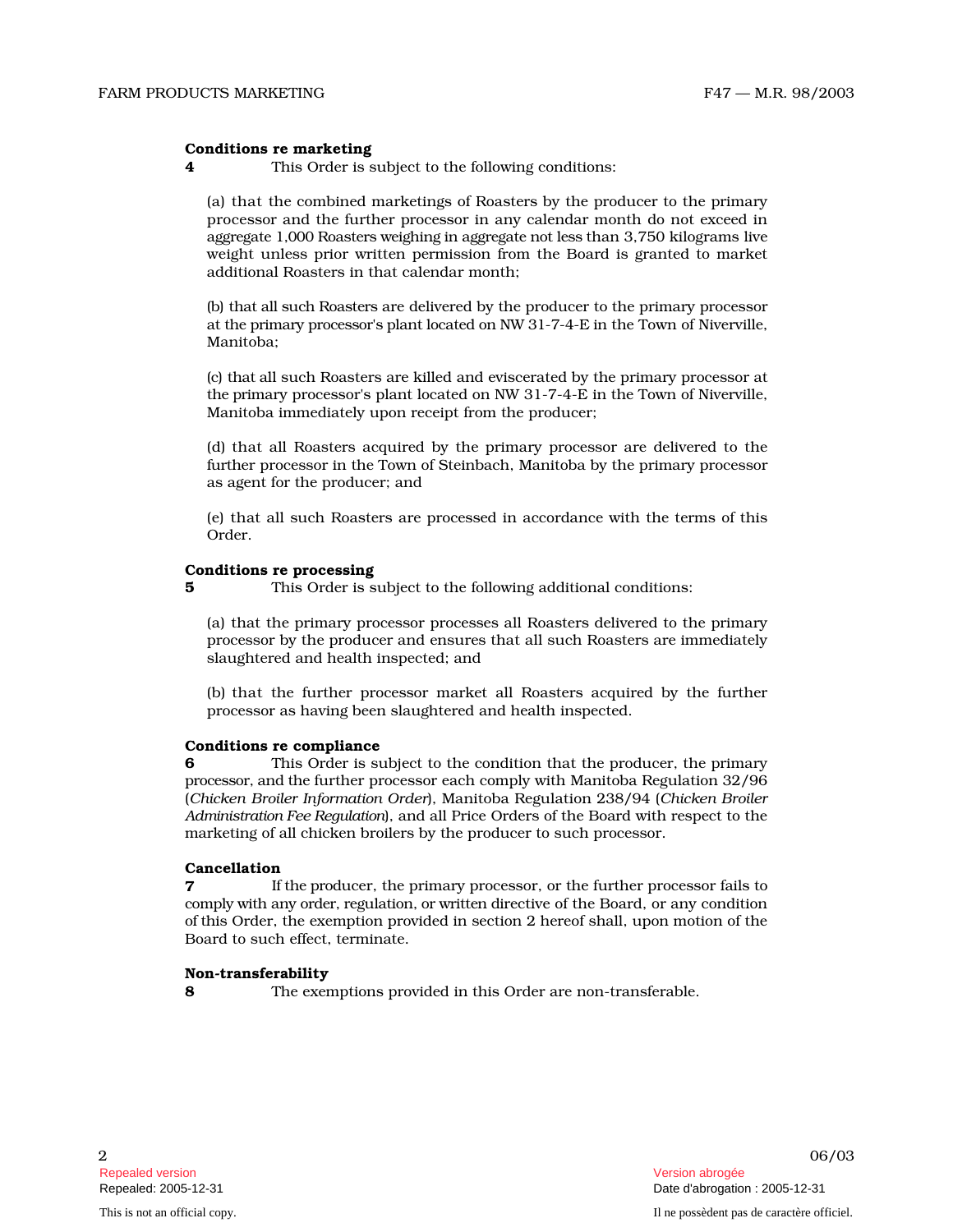**Conditions re marketing**

**4** This Order is subject to the following conditions:

(a) that the combined marketings of Roasters by the producer to the primary processor and the further processor in any calendar month do not exceed in aggregate 1,000 Roasters weighing in aggregate not less than 3,750 kilograms live weight unless prior written permission from the Board is granted to market additional Roasters in that calendar month;

(b) that all such Roasters are delivered by the producer to the primary processor at the primary processor's plant located on NW 31-7-4-E in the Town of Niverville, Manitoba;

(c) that all such Roasters are killed and eviscerated by the primary processor at the primary processor's plant located on NW 31-7-4-E in the Town of Niverville, Manitoba immediately upon receipt from the producer;

(d) that all Roasters acquired by the primary processor are delivered to the further processor in the Town of Steinbach, Manitoba by the primary processor as agent for the producer; and

(e) that all such Roasters are processed in accordance with the terms of this Order.

**Conditions re processing**

**5** This Order is subject to the following additional conditions:

(a) that the primary processor processes all Roasters delivered to the primary processor by the producer and ensures that all such Roasters are immediately slaughtered and health inspected; and

(b) that the further processor market all Roasters acquired by the further processor as having been slaughtered and health inspected.

**Conditions re compliance**

**6** This Order is subject to the condition that the producer, the primary processor, and the further processor each comply with Manitoba Regulation 32/96 (*Chicken Broiler Information Order*), Manitoba Regulation 238/94 (*Chicken Broiler Administration Fee Regulation*), and all Price Orders of the Board with respect to the marketing of all chicken broilers by the producer to such processor.

**Cancellation**

**7** If the producer, the primary processor, or the further processor fails to comply with any order, regulation, or written directive of the Board, or any condition of this Order, the exemption provided in section 2 hereof shall, upon motion of the Board to such effect, terminate.

**Non-transferability**

**8** The exemptions provided in this Order are non-transferable.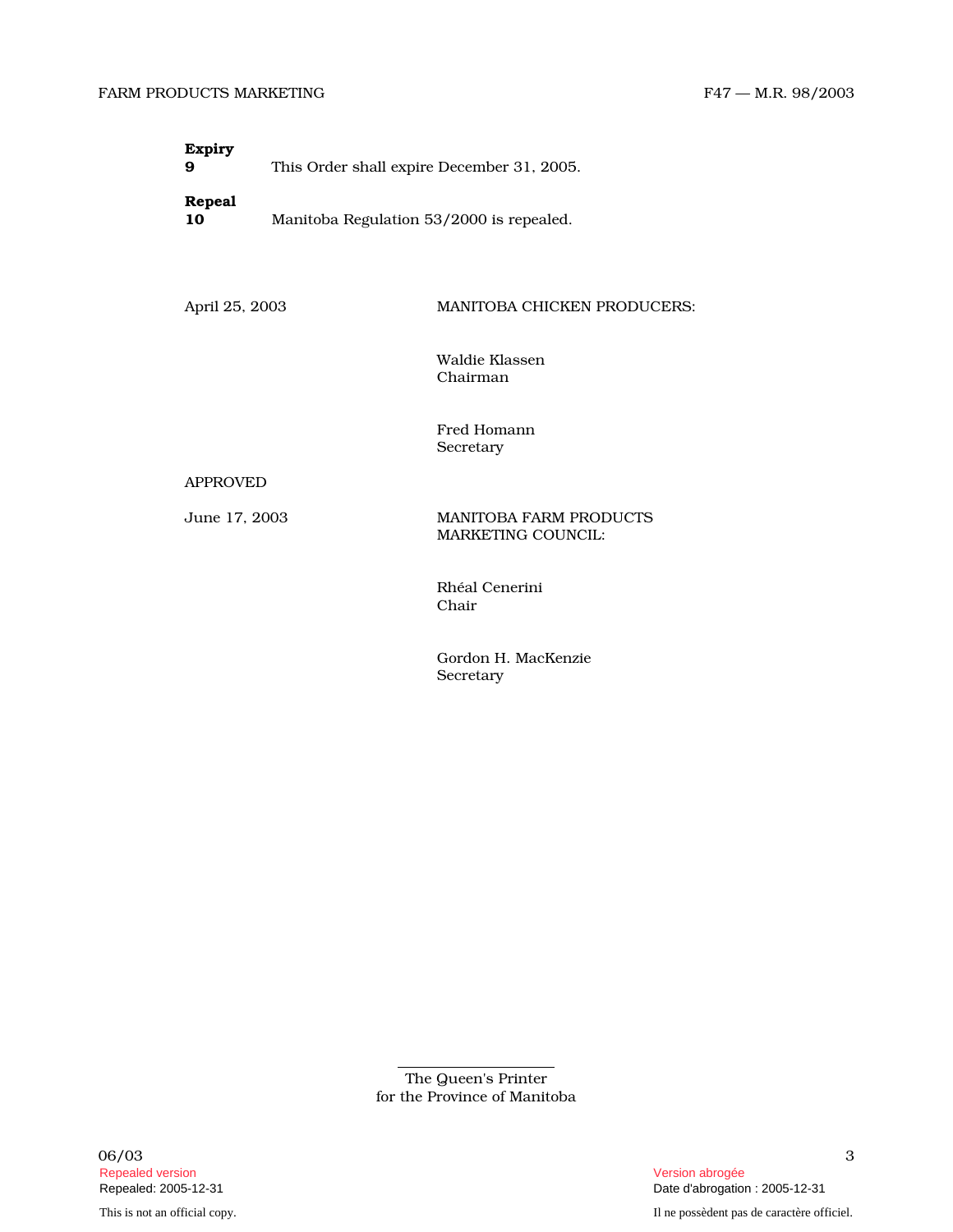**Expiry**

**9** This Order shall expire December 31, 2005.

**Repeal**

**10** Manitoba Regulation 53/2000 is repealed.

April 25, 2003

MANITOBA CHICKEN PRODUCERS:

Waldie Klassen
Chairman

Fred Homann
Secretary

APPROVED

June 17, 2003

MANITOBA FARM PRODUCTS MARKETING COUNCIL:

Rhéal Cenerini
Chair

Gordon H. MacKenzie
Secretary

The Queen's Printer
for the Province of Manitoba